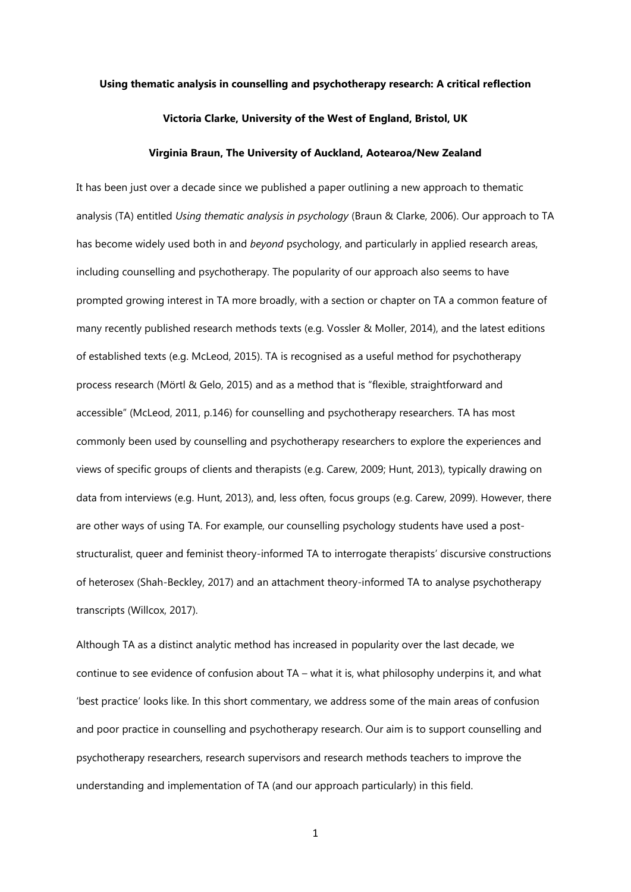# Using thematic analysis in counselling and psychotherapy research: A critical reflection

**Victoria Clarke, University of the West of England, Bristol, UK**

**Virginia Braun, The University of Auckland, Aotearoa/New Zealand**

It has been just over a decade since we published a paper outlining a new approach to thematic analysis (TA) entitled *Using thematic analysis in psychology* (Braun & Clarke, 2006). Our approach to TA has become widely used both in and *beyond* psychology, and particularly in applied research areas, including counselling and psychotherapy. The popularity of our approach also seems to have prompted growing interest in TA more broadly, with a section or chapter on TA a common feature of many recently published research methods texts (e.g. Vossler & Moller, 2014), and the latest editions of established texts (e.g. McLeod, 2015). TA is recognised as a useful method for psychotherapy process research (Mörtl & Gelo, 2015) and as a method that is "flexible, straightforward and accessible" (McLeod, 2011, p.146) for counselling and psychotherapy researchers. TA has most commonly been used by counselling and psychotherapy researchers to explore the experiences and views of specific groups of clients and therapists (e.g. Carew, 2009; Hunt, 2013), typically drawing on data from interviews (e.g. Hunt, 2013), and, less often, focus groups (e.g. Carew, 2099). However, there are other ways of using TA. For example, our counselling psychology students have used a post-structuralist, queer and feminist theory-informed TA to interrogate therapists' discursive constructions of heterosex (Shah-Beckley, 2017) and an attachment theory-informed TA to analyse psychotherapy transcripts (Willcox, 2017).

Although TA as a distinct analytic method has increased in popularity over the last decade, we continue to see evidence of confusion about TA – what it is, what philosophy underpins it, and what 'best practice' looks like. In this short commentary, we address some of the main areas of confusion and poor practice in counselling and psychotherapy research. Our aim is to support counselling and psychotherapy researchers, research supervisors and research methods teachers to improve the understanding and implementation of TA (and our approach particularly) in this field.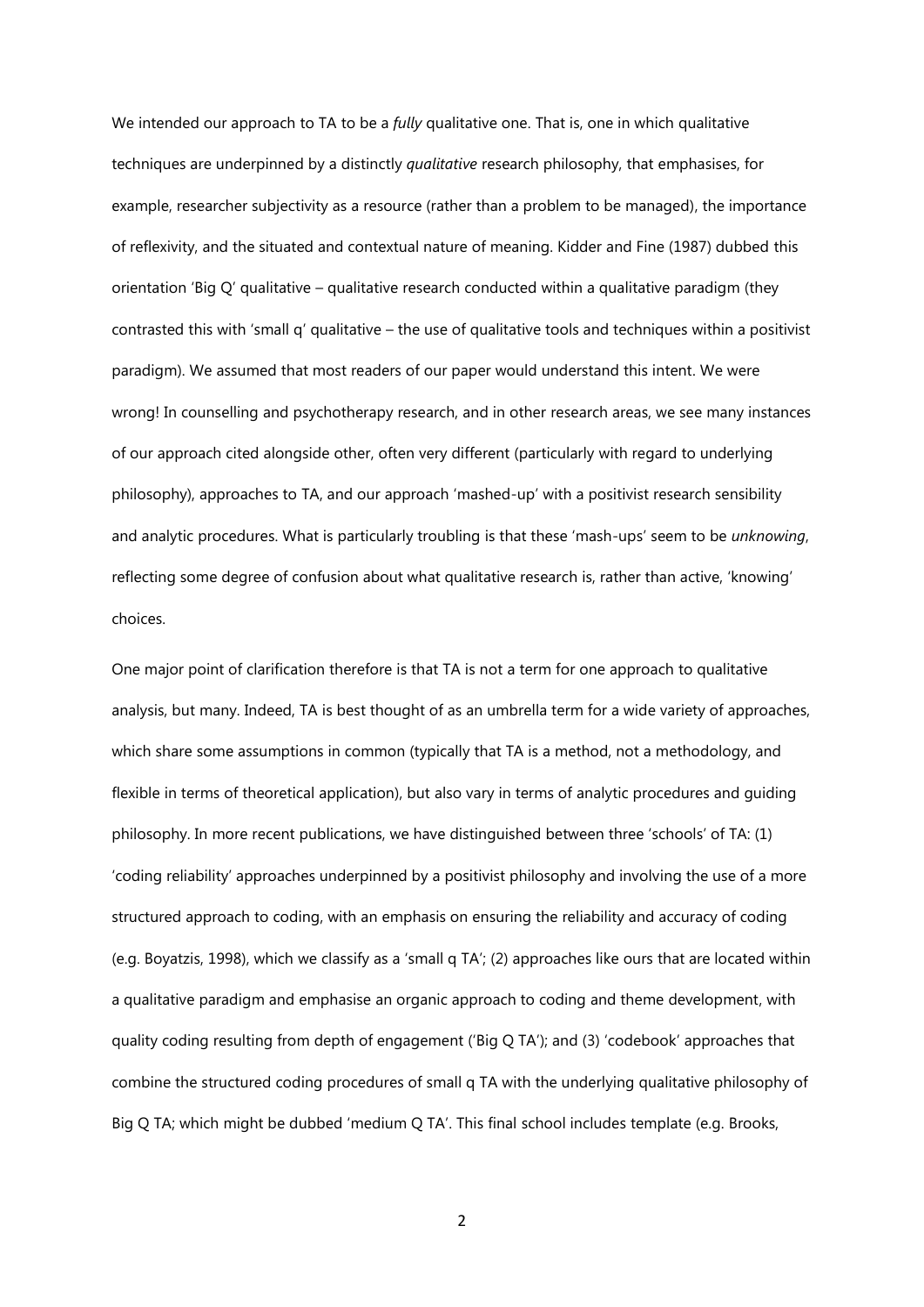We intended our approach to TA to be a *fully* qualitative one. That is, one in which qualitative techniques are underpinned by a distinctly *qualitative* research philosophy, that emphasises, for example, researcher subjectivity as a resource (rather than a problem to be managed), the importance of reflexivity, and the situated and contextual nature of meaning. Kidder and Fine (1987) dubbed this orientation 'Big Q' qualitative – qualitative research conducted within a qualitative paradigm (they contrasted this with 'small q' qualitative – the use of qualitative tools and techniques within a positivist paradigm). We assumed that most readers of our paper would understand this intent. We were wrong! In counselling and psychotherapy research, and in other research areas, we see many instances of our approach cited alongside other, often very different (particularly with regard to underlying philosophy), approaches to TA, and our approach 'mashed-up' with a positivist research sensibility and analytic procedures. What is particularly troubling is that these 'mash-ups' seem to be *unknowing*, reflecting some degree of confusion about what qualitative research is, rather than active, 'knowing' choices.

One major point of clarification therefore is that TA is not a term for one approach to qualitative analysis, but many. Indeed, TA is best thought of as an umbrella term for a wide variety of approaches, which share some assumptions in common (typically that TA is a method, not a methodology, and flexible in terms of theoretical application), but also vary in terms of analytic procedures and guiding philosophy. In more recent publications, we have distinguished between three 'schools' of TA: (1) 'coding reliability' approaches underpinned by a positivist philosophy and involving the use of a more structured approach to coding, with an emphasis on ensuring the reliability and accuracy of coding (e.g. Boyatzis, 1998), which we classify as a 'small q TA'; (2) approaches like ours that are located within a qualitative paradigm and emphasise an organic approach to coding and theme development, with quality coding resulting from depth of engagement ('Big Q TA'); and (3) 'codebook' approaches that combine the structured coding procedures of small q TA with the underlying qualitative philosophy of Big Q TA; which might be dubbed 'medium Q TA'. This final school includes template (e.g. Brooks,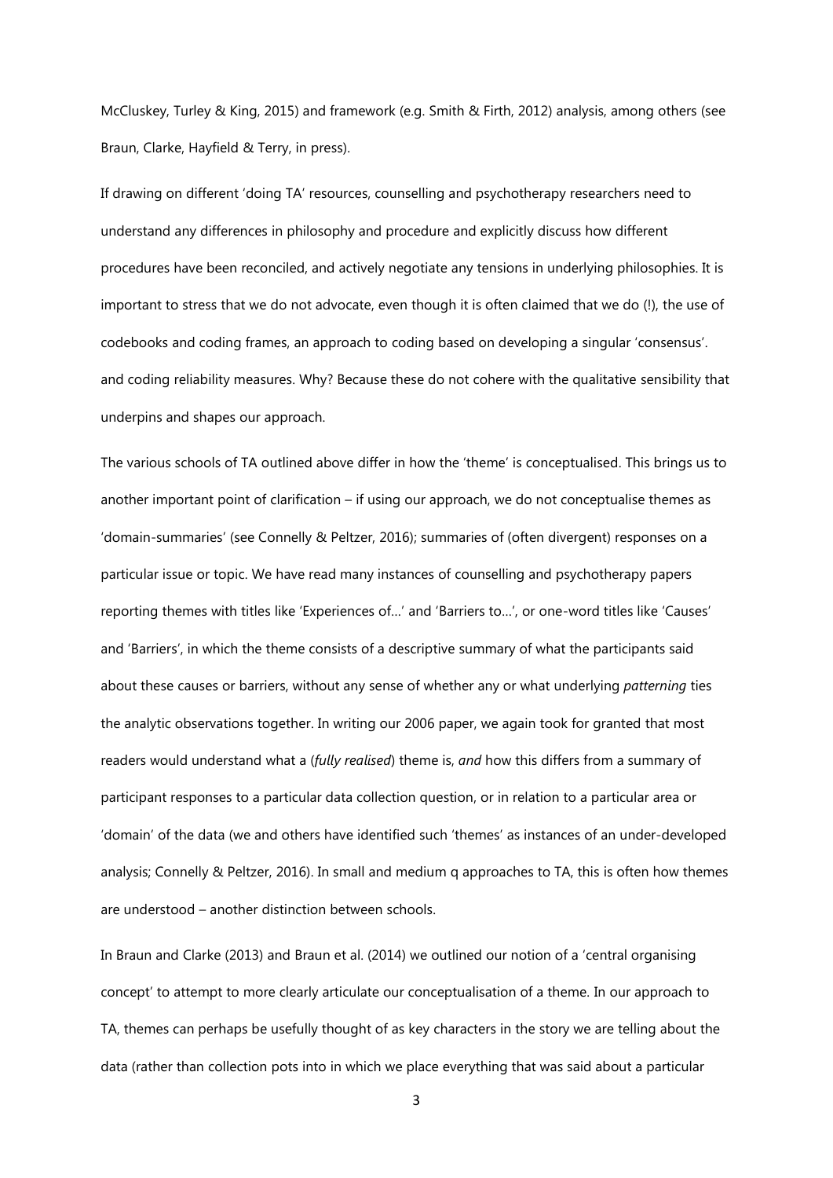McCluskey, Turley & King, 2015) and framework (e.g. Smith & Firth, 2012) analysis, among others (see Braun, Clarke, Hayfield & Terry, in press).

If drawing on different 'doing TA' resources, counselling and psychotherapy researchers need to understand any differences in philosophy and procedure and explicitly discuss how different procedures have been reconciled, and actively negotiate any tensions in underlying philosophies. It is important to stress that we do not advocate, even though it is often claimed that we do (!), the use of codebooks and coding frames, an approach to coding based on developing a singular 'consensus'. and coding reliability measures. Why? Because these do not cohere with the qualitative sensibility that underpins and shapes our approach.

The various schools of TA outlined above differ in how the 'theme' is conceptualised. This brings us to another important point of clarification – if using our approach, we do not conceptualise themes as 'domain-summaries' (see Connelly & Peltzer, 2016); summaries of (often divergent) responses on a particular issue or topic. We have read many instances of counselling and psychotherapy papers reporting themes with titles like 'Experiences of…' and 'Barriers to…', or one-word titles like 'Causes' and 'Barriers', in which the theme consists of a descriptive summary of what the participants said about these causes or barriers, without any sense of whether any or what underlying *patterning* ties the analytic observations together. In writing our 2006 paper, we again took for granted that most readers would understand what a (*fully realised*) theme is, *and* how this differs from a summary of participant responses to a particular data collection question, or in relation to a particular area or 'domain' of the data (we and others have identified such 'themes' as instances of an under-developed analysis; Connelly & Peltzer, 2016). In small and medium q approaches to TA, this is often how themes are understood – another distinction between schools.

In Braun and Clarke (2013) and Braun et al. (2014) we outlined our notion of a 'central organising concept' to attempt to more clearly articulate our conceptualisation of a theme. In our approach to TA, themes can perhaps be usefully thought of as key characters in the story we are telling about the data (rather than collection pots into in which we place everything that was said about a particular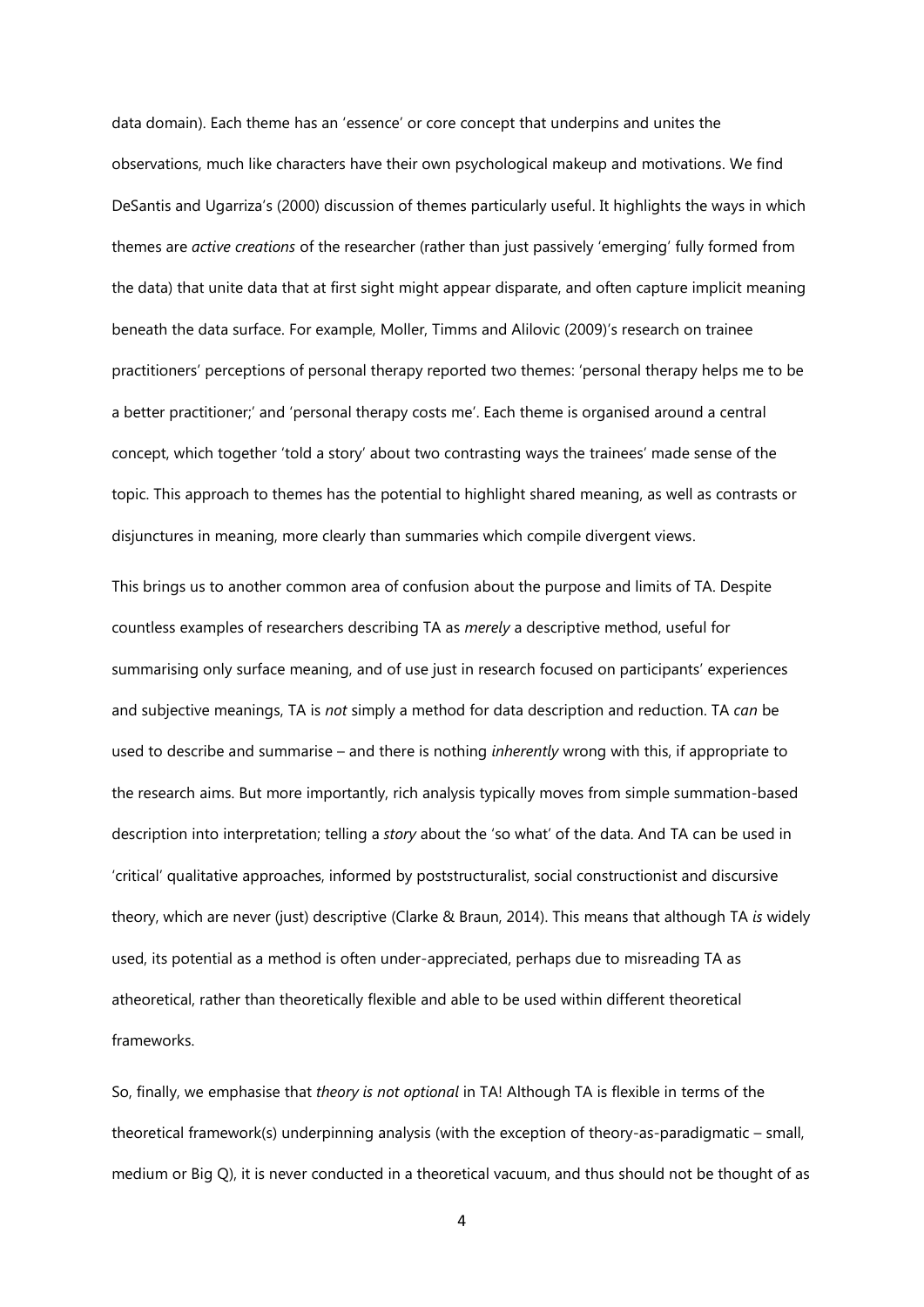data domain). Each theme has an 'essence' or core concept that underpins and unites the observations, much like characters have their own psychological makeup and motivations. We find DeSantis and Ugarriza's (2000) discussion of themes particularly useful. It highlights the ways in which themes are *active creations* of the researcher (rather than just passively 'emerging' fully formed from the data) that unite data that at first sight might appear disparate, and often capture implicit meaning beneath the data surface. For example, Moller, Timms and Alilovic (2009)'s research on trainee practitioners' perceptions of personal therapy reported two themes: 'personal therapy helps me to be a better practitioner;' and 'personal therapy costs me'. Each theme is organised around a central concept, which together 'told a story' about two contrasting ways the trainees' made sense of the topic. This approach to themes has the potential to highlight shared meaning, as well as contrasts or disjunctures in meaning, more clearly than summaries which compile divergent views.

This brings us to another common area of confusion about the purpose and limits of TA. Despite countless examples of researchers describing TA as *merely* a descriptive method, useful for summarising only surface meaning, and of use just in research focused on participants' experiences and subjective meanings, TA is *not* simply a method for data description and reduction. TA *can* be used to describe and summarise – and there is nothing *inherently* wrong with this, if appropriate to the research aims. But more importantly, rich analysis typically moves from simple summation-based description into interpretation; telling a *story* about the 'so what' of the data. And TA can be used in 'critical' qualitative approaches, informed by poststructuralist, social constructionist and discursive theory, which are never (just) descriptive (Clarke & Braun, 2014). This means that although TA *is* widely used, its potential as a method is often under-appreciated, perhaps due to misreading TA as atheoretical, rather than theoretically flexible and able to be used within different theoretical frameworks.

So, finally, we emphasise that *theory is not optional* in TA! Although TA is flexible in terms of the theoretical framework(s) underpinning analysis (with the exception of theory-as-paradigmatic – small, medium or Big Q), it is never conducted in a theoretical vacuum, and thus should not be thought of as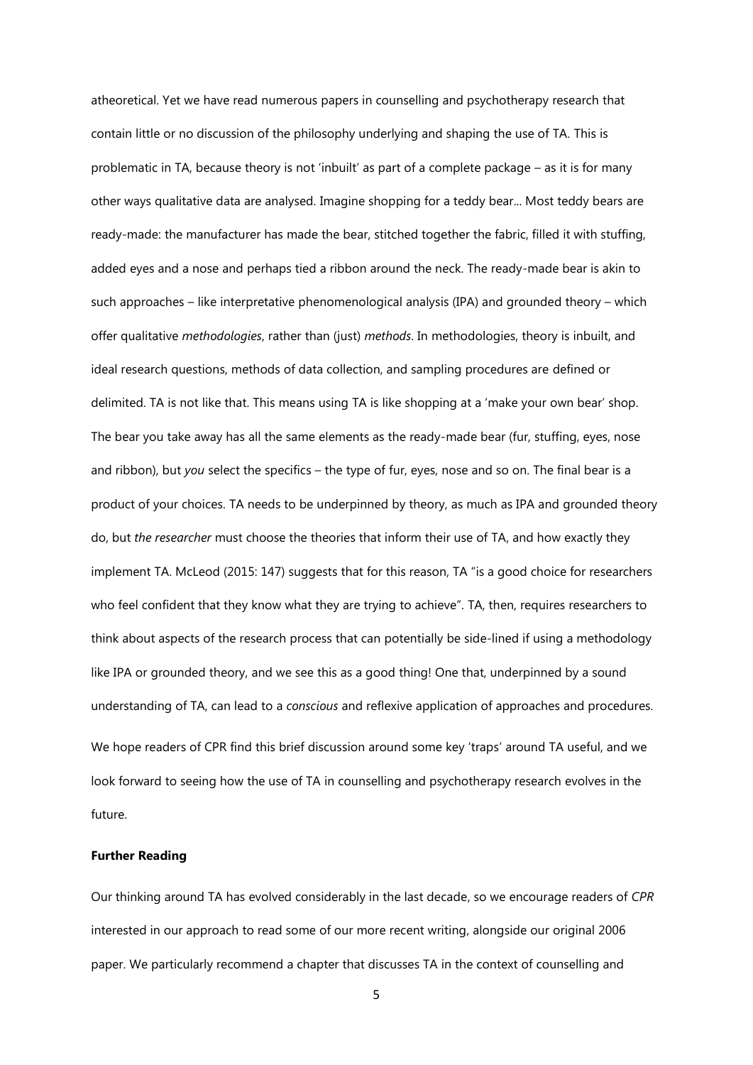atheoretical. Yet we have read numerous papers in counselling and psychotherapy research that contain little or no discussion of the philosophy underlying and shaping the use of TA. This is problematic in TA, because theory is not 'inbuilt' as part of a complete package – as it is for many other ways qualitative data are analysed. Imagine shopping for a teddy bear... Most teddy bears are ready-made: the manufacturer has made the bear, stitched together the fabric, filled it with stuffing, added eyes and a nose and perhaps tied a ribbon around the neck. The ready-made bear is akin to such approaches – like interpretative phenomenological analysis (IPA) and grounded theory – which offer qualitative *methodologies*, rather than (just) *methods*. In methodologies, theory is inbuilt, and ideal research questions, methods of data collection, and sampling procedures are defined or delimited. TA is not like that. This means using TA is like shopping at a 'make your own bear' shop. The bear you take away has all the same elements as the ready-made bear (fur, stuffing, eyes, nose and ribbon), but *you* select the specifics – the type of fur, eyes, nose and so on. The final bear is a product of your choices. TA needs to be underpinned by theory, as much as IPA and grounded theory do, but *the researcher* must choose the theories that inform their use of TA, and how exactly they implement TA. McLeod (2015: 147) suggests that for this reason, TA "is a good choice for researchers who feel confident that they know what they are trying to achieve". TA, then, requires researchers to think about aspects of the research process that can potentially be side-lined if using a methodology like IPA or grounded theory, and we see this as a good thing! One that, underpinned by a sound understanding of TA, can lead to a *conscious* and reflexive application of approaches and procedures.

We hope readers of CPR find this brief discussion around some key 'traps' around TA useful, and we look forward to seeing how the use of TA in counselling and psychotherapy research evolves in the future.

**Further Reading**

Our thinking around TA has evolved considerably in the last decade, so we encourage readers of *CPR* interested in our approach to read some of our more recent writing, alongside our original 2006 paper. We particularly recommend a chapter that discusses TA in the context of counselling and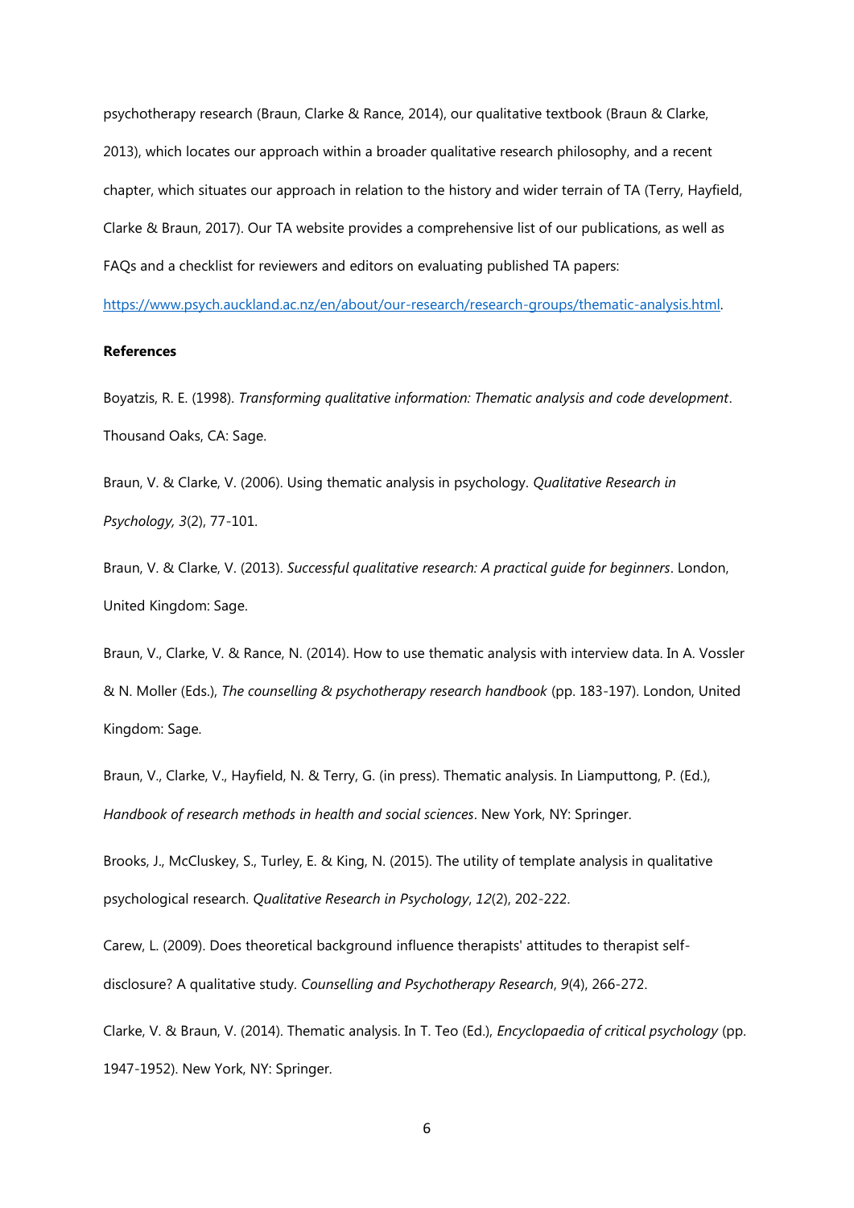psychotherapy research (Braun, Clarke & Rance, 2014), our qualitative textbook (Braun & Clarke, 2013), which locates our approach within a broader qualitative research philosophy, and a recent chapter, which situates our approach in relation to the history and wider terrain of TA (Terry, Hayfield, Clarke & Braun, 2017). Our TA website provides a comprehensive list of our publications, as well as FAQs and a checklist for reviewers and editors on evaluating published TA papers: https://www.psych.auckland.ac.nz/en/about/our-research/research-groups/thematic-analysis.html.

**References**

Boyatzis, R. E. (1998). *Transforming qualitative information: Thematic analysis and code development*. Thousand Oaks, CA: Sage.

Braun, V. & Clarke, V. (2006). Using thematic analysis in psychology. *Qualitative Research in Psychology, 3*(2), 77-101.

Braun, V. & Clarke, V. (2013). *Successful qualitative research: A practical guide for beginners*. London, United Kingdom: Sage.

Braun, V., Clarke, V. & Rance, N. (2014). How to use thematic analysis with interview data. In A. Vossler & N. Moller (Eds.), *The counselling & psychotherapy research handbook* (pp. 183-197). London, United Kingdom: Sage.

Braun, V., Clarke, V., Hayfield, N. & Terry, G. (in press). Thematic analysis. In Liamputtong, P. (Ed.), *Handbook of research methods in health and social sciences*. New York, NY: Springer.

Brooks, J., McCluskey, S., Turley, E. & King, N. (2015). The utility of template analysis in qualitative psychological research. *Qualitative Research in Psychology*, *12*(2), 202-222.

Carew, L. (2009). Does theoretical background influence therapists' attitudes to therapist self-disclosure? A qualitative study. *Counselling and Psychotherapy Research*, *9*(4), 266-272.

Clarke, V. & Braun, V. (2014). Thematic analysis. In T. Teo (Ed.), *Encyclopaedia of critical psychology* (pp. 1947-1952). New York, NY: Springer.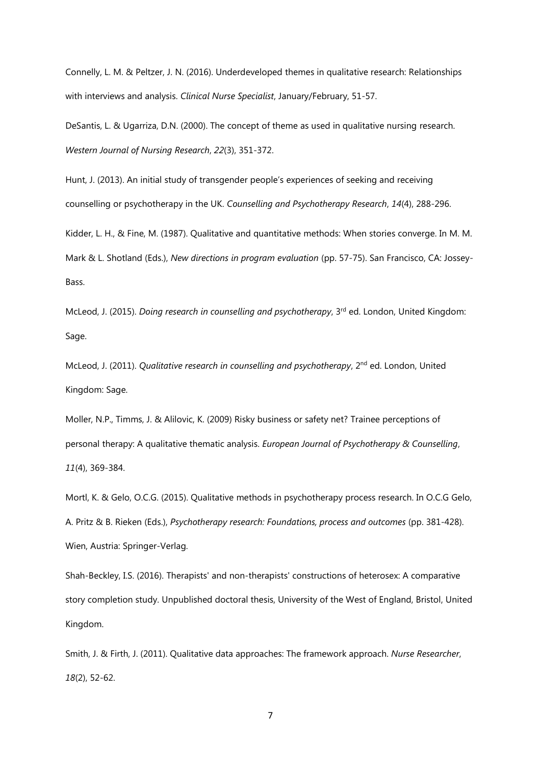Connelly, L. M. & Peltzer, J. N. (2016). Underdeveloped themes in qualitative research: Relationships with interviews and analysis. *Clinical Nurse Specialist*, January/February, 51-57.

DeSantis, L. & Ugarriza, D.N. (2000). The concept of theme as used in qualitative nursing research. *Western Journal of Nursing Research*, *22*(3), 351-372.

Hunt, J. (2013). An initial study of transgender people's experiences of seeking and receiving counselling or psychotherapy in the UK. *Counselling and Psychotherapy Research*, *14*(4), 288-296.

Kidder, L. H., & Fine, M. (1987). Qualitative and quantitative methods: When stories converge. In M. M. Mark & L. Shotland (Eds.), *New directions in program evaluation* (pp. 57-75). San Francisco, CA: Jossey-Bass.

McLeod, J. (2015). *Doing research in counselling and psychotherapy*, 3rd ed. London, United Kingdom: Sage.

McLeod, J. (2011). *Qualitative research in counselling and psychotherapy*, 2nd ed. London, United Kingdom: Sage.

Moller, N.P., Timms, J. & Alilovic, K. (2009) Risky business or safety net? Trainee perceptions of personal therapy: A qualitative thematic analysis. *European Journal of Psychotherapy & Counselling*, *11*(4), 369-384.

Mortl, K. & Gelo, O.C.G. (2015). Qualitative methods in psychotherapy process research. In O.C.G Gelo, A. Pritz & B. Rieken (Eds.), *Psychotherapy research: Foundations, process and outcomes* (pp. 381-428). Wien, Austria: Springer-Verlag.

Shah-Beckley, I.S. (2016). Therapists' and non-therapists' constructions of heterosex: A comparative story completion study. Unpublished doctoral thesis, University of the West of England, Bristol, United Kingdom.

Smith, J. & Firth, J. (2011). Qualitative data approaches: The framework approach. *Nurse Researcher*, *18*(2), 52-62.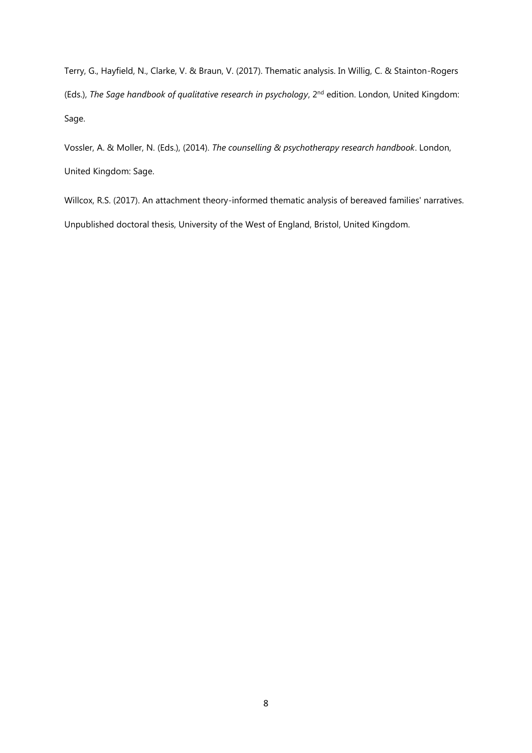Terry, G., Hayfield, N., Clarke, V. & Braun, V. (2017). Thematic analysis. In Willig, C. & Stainton-Rogers (Eds.), *The Sage handbook of qualitative research in psychology*, 2nd edition. London, United Kingdom: Sage.

Vossler, A. & Moller, N. (Eds.), (2014). *The counselling & psychotherapy research handbook*. London, United Kingdom: Sage.

Willcox, R.S. (2017). An attachment theory-informed thematic analysis of bereaved families' narratives. Unpublished doctoral thesis, University of the West of England, Bristol, United Kingdom.